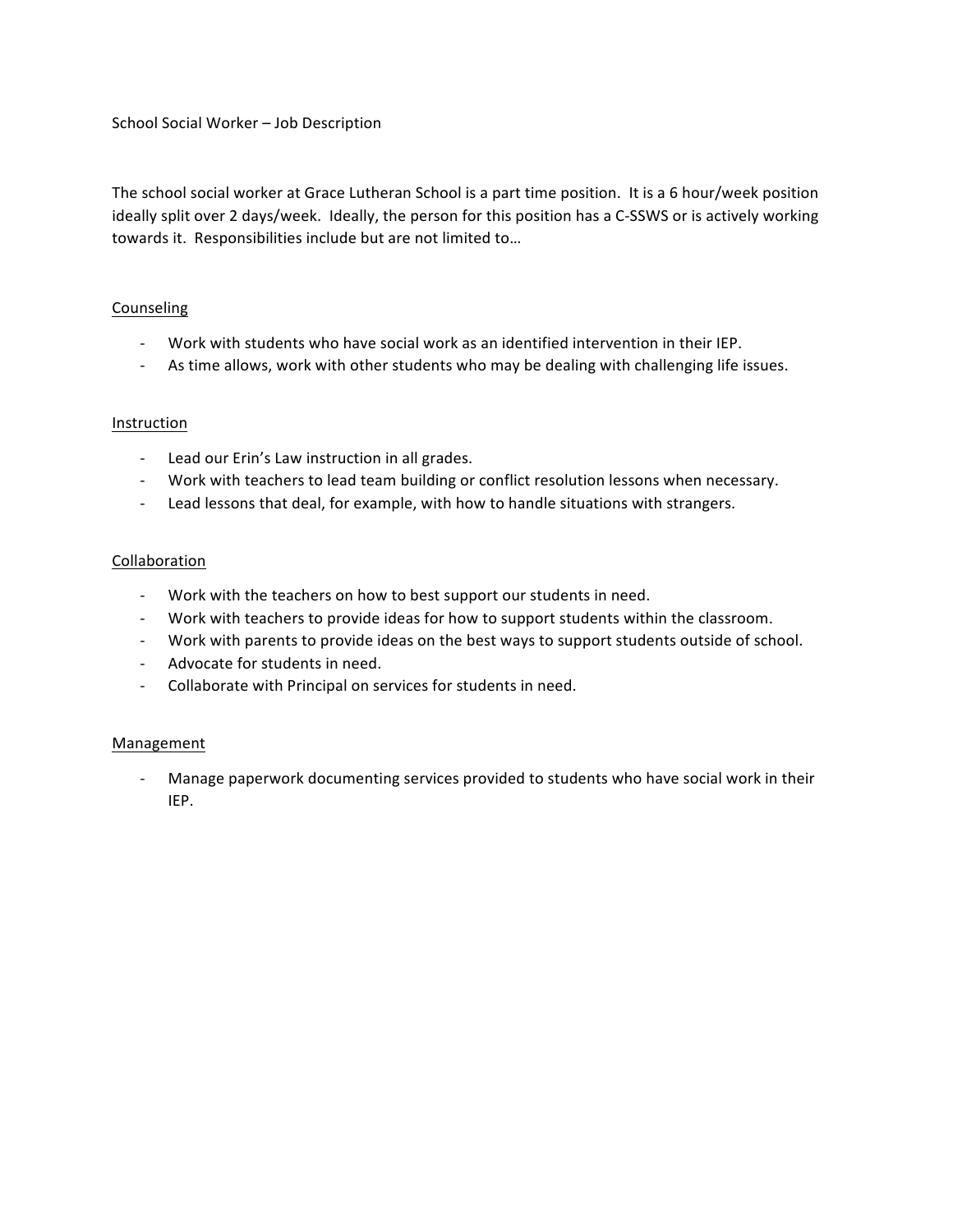# School Social Worker – Job Description

The school social worker at Grace Lutheran School is a part time position. It is a 6 hour/week position ideally split over 2 days/week. Ideally, the person for this position has a C-SSWS or is actively working towards it. Responsibilities include but are not limited to…

## Counseling

- Work with students who have social work as an identified intervention in their IEP.
- As time allows, work with other students who may be dealing with challenging life issues.

## Instruction

- Lead our Erin's Law instruction in all grades.
- Work with teachers to lead team building or conflict resolution lessons when necessary.
- Lead lessons that deal, for example, with how to handle situations with strangers.

## Collaboration

- Work with the teachers on how to best support our students in need.
- Work with teachers to provide ideas for how to support students within the classroom.
- Work with parents to provide ideas on the best ways to support students outside of school.
- Advocate for students in need.
- Collaborate with Principal on services for students in need.

## Management

- Manage paperwork documenting services provided to students who have social work in their IEP.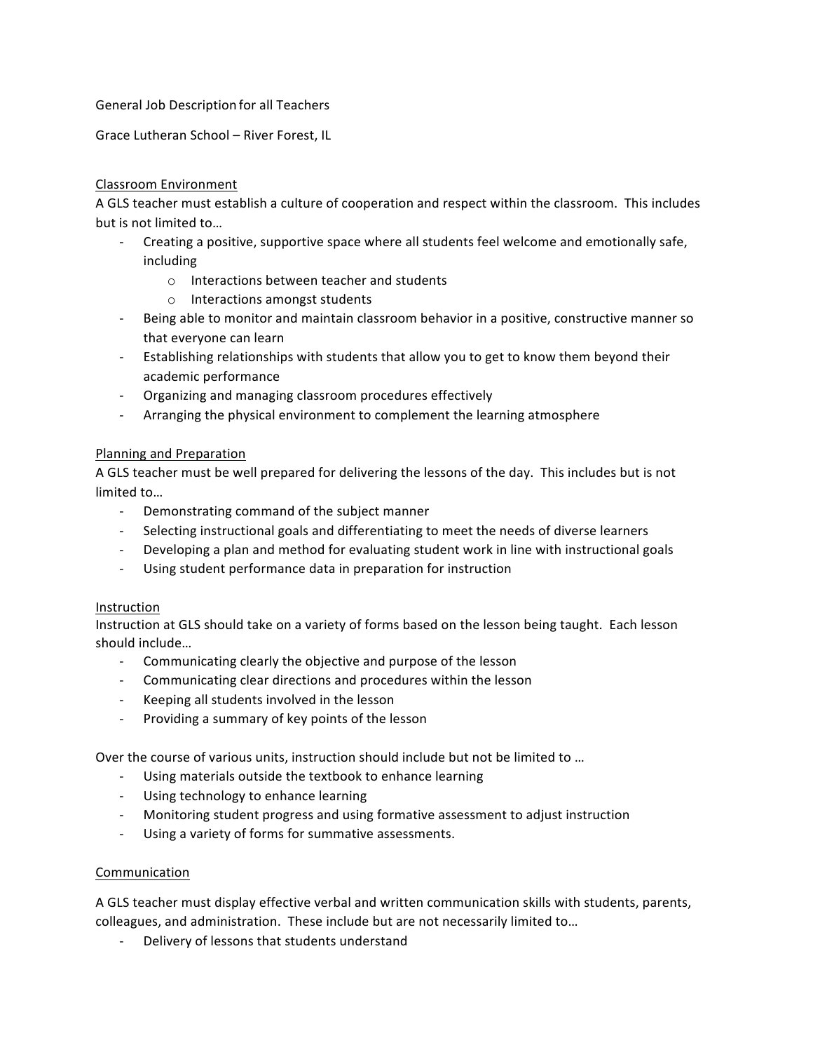General Job Description for all Teachers

Grace Lutheran School – River Forest, IL

## Classroom Environment

A GLS teacher must establish a culture of cooperation and respect within the classroom. This includes but is not limited to…

- Creating a positive, supportive space where all students feel welcome and emotionally safe, including
  - Interactions between teacher and students
  - Interactions amongst students
- Being able to monitor and maintain classroom behavior in a positive, constructive manner so that everyone can learn
- Establishing relationships with students that allow you to get to know them beyond their academic performance
- Organizing and managing classroom procedures effectively
- Arranging the physical environment to complement the learning atmosphere

## Planning and Preparation

A GLS teacher must be well prepared for delivering the lessons of the day. This includes but is not limited to…

- Demonstrating command of the subject manner
- Selecting instructional goals and differentiating to meet the needs of diverse learners
- Developing a plan and method for evaluating student work in line with instructional goals
- Using student performance data in preparation for instruction

## Instruction

Instruction at GLS should take on a variety of forms based on the lesson being taught. Each lesson should include…

- Communicating clearly the objective and purpose of the lesson
- Communicating clear directions and procedures within the lesson
- Keeping all students involved in the lesson
- Providing a summary of key points of the lesson

Over the course of various units, instruction should include but not be limited to …

- Using materials outside the textbook to enhance learning
- Using technology to enhance learning
- Monitoring student progress and using formative assessment to adjust instruction
- Using a variety of forms for summative assessments.

## Communication

A GLS teacher must display effective verbal and written communication skills with students, parents, colleagues, and administration. These include but are not necessarily limited to…

- Delivery of lessons that students understand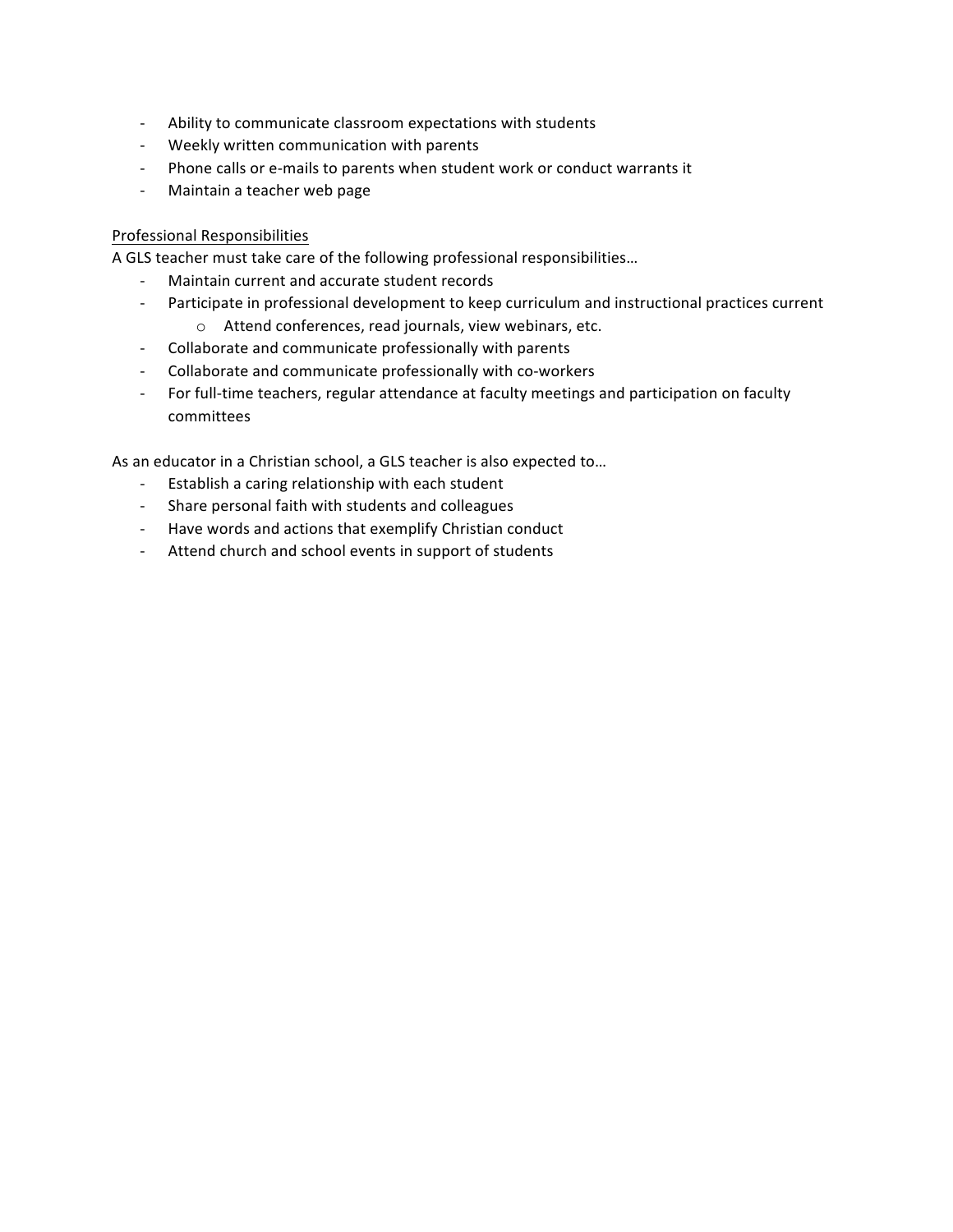- Ability to communicate classroom expectations with students
- Weekly written communication with parents
- Phone calls or e-mails to parents when student work or conduct warrants it
- Maintain a teacher web page

<u>Professional Responsibilities</u>

A GLS teacher must take care of the following professional responsibilities…

- Maintain current and accurate student records
- Participate in professional development to keep curriculum and instructional practices current
  - Attend conferences, read journals, view webinars, etc.
- Collaborate and communicate professionally with parents
- Collaborate and communicate professionally with co-workers
- For full-time teachers, regular attendance at faculty meetings and participation on faculty committees

As an educator in a Christian school, a GLS teacher is also expected to…

- Establish a caring relationship with each student
- Share personal faith with students and colleagues
- Have words and actions that exemplify Christian conduct
- Attend church and school events in support of students